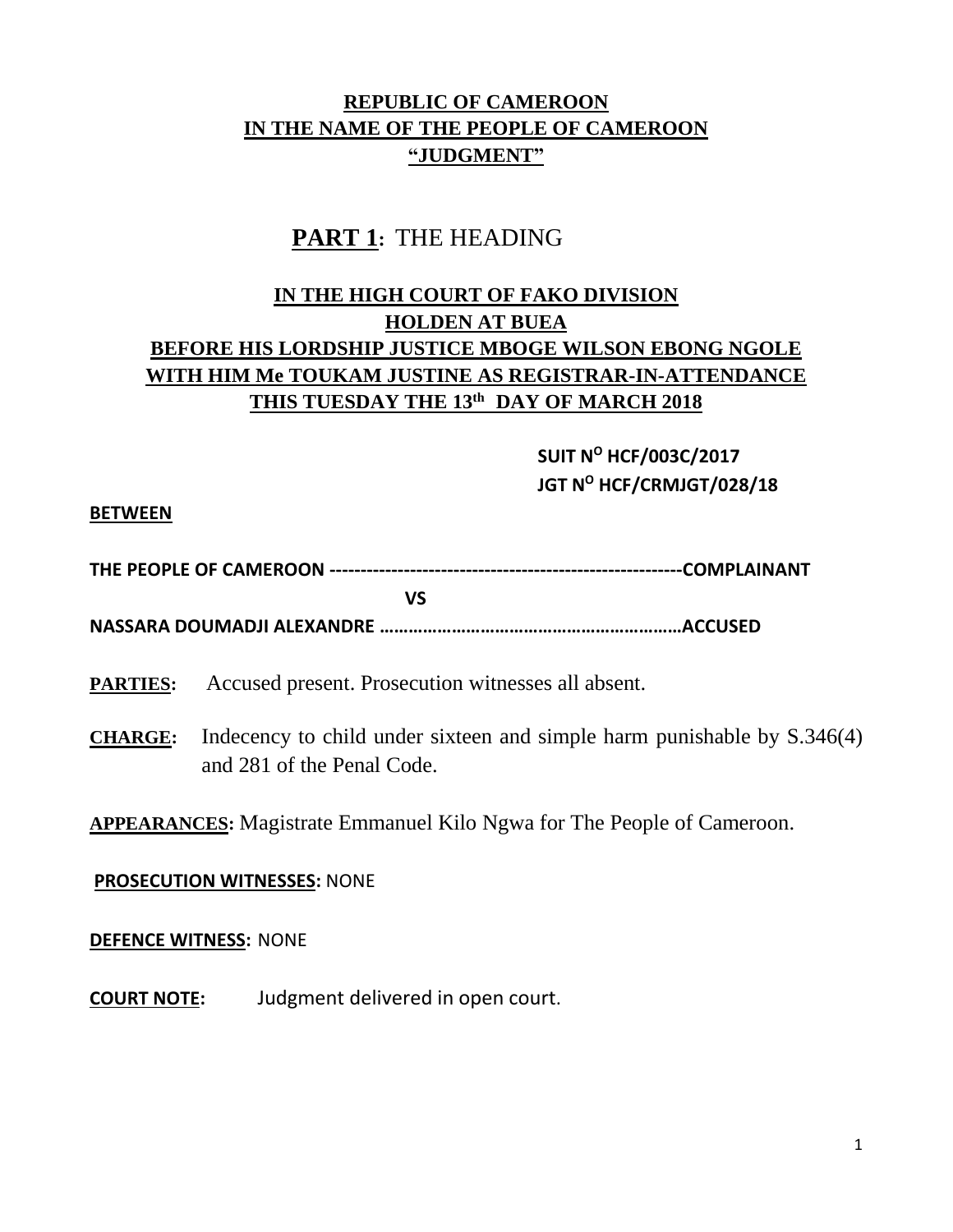**REPUBLIC OF CAMEROON**
**IN THE NAME OF THE PEOPLE OF CAMEROON**
**"JUDGMENT"**

## PART 1: THE HEADING

**IN THE HIGH COURT OF FAKO DIVISION**
**HOLDEN AT BUEA**
**BEFORE HIS LORDSHIP JUSTICE MBOGE WILSON EBONG NGOLE**
**WITH HIM Me TOUKAM JUSTINE AS REGISTRAR-IN-ATTENDANCE**
**THIS TUESDAY THE 13th DAY OF MARCH 2018**

**SUIT N^O HCF/003C/2017**
**JGT N^O HCF/CRMJGT/028/18**

**BETWEEN**

**THE PEOPLE OF CAMEROON ---------------------------------------------------------COMPLAINANT**

**VS**

**NASSARA DOUMADJI ALEXANDRE ………………………………………………………ACCUSED**

**PARTIES:** Accused present. Prosecution witnesses all absent.

**CHARGE:** Indecency to child under sixteen and simple harm punishable by S.346(4) and 281 of the Penal Code.

**APPEARANCES:** Magistrate Emmanuel Kilo Ngwa for The People of Cameroon.

**PROSECUTION WITNESSES:** NONE

**DEFENCE WITNESS:** NONE

**COURT NOTE:** Judgment delivered in open court.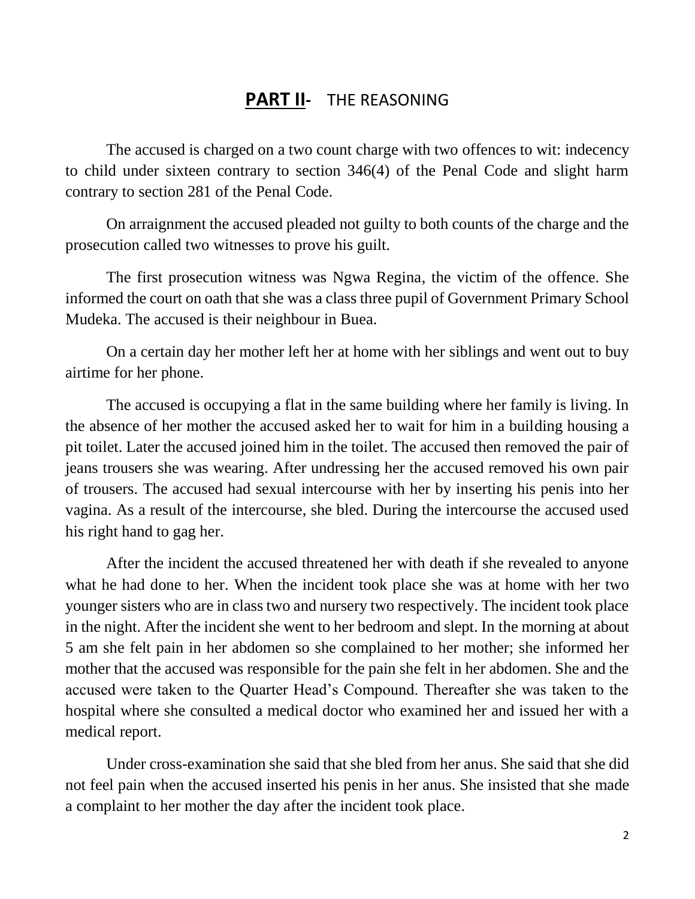## **PART II**- THE REASONING

The accused is charged on a two count charge with two offences to wit: indecency to child under sixteen contrary to section 346(4) of the Penal Code and slight harm contrary to section 281 of the Penal Code.

On arraignment the accused pleaded not guilty to both counts of the charge and the prosecution called two witnesses to prove his guilt.

The first prosecution witness was Ngwa Regina, the victim of the offence. She informed the court on oath that she was a class three pupil of Government Primary School Mudeka. The accused is their neighbour in Buea.

On a certain day her mother left her at home with her siblings and went out to buy airtime for her phone.

The accused is occupying a flat in the same building where her family is living. In the absence of her mother the accused asked her to wait for him in a building housing a pit toilet. Later the accused joined him in the toilet. The accused then removed the pair of jeans trousers she was wearing. After undressing her the accused removed his own pair of trousers. The accused had sexual intercourse with her by inserting his penis into her vagina. As a result of the intercourse, she bled. During the intercourse the accused used his right hand to gag her.

After the incident the accused threatened her with death if she revealed to anyone what he had done to her. When the incident took place she was at home with her two younger sisters who are in class two and nursery two respectively. The incident took place in the night. After the incident she went to her bedroom and slept. In the morning at about 5 am she felt pain in her abdomen so she complained to her mother; she informed her mother that the accused was responsible for the pain she felt in her abdomen. She and the accused were taken to the Quarter Head's Compound. Thereafter she was taken to the hospital where she consulted a medical doctor who examined her and issued her with a medical report.

Under cross-examination she said that she bled from her anus. She said that she did not feel pain when the accused inserted his penis in her anus. She insisted that she made a complaint to her mother the day after the incident took place.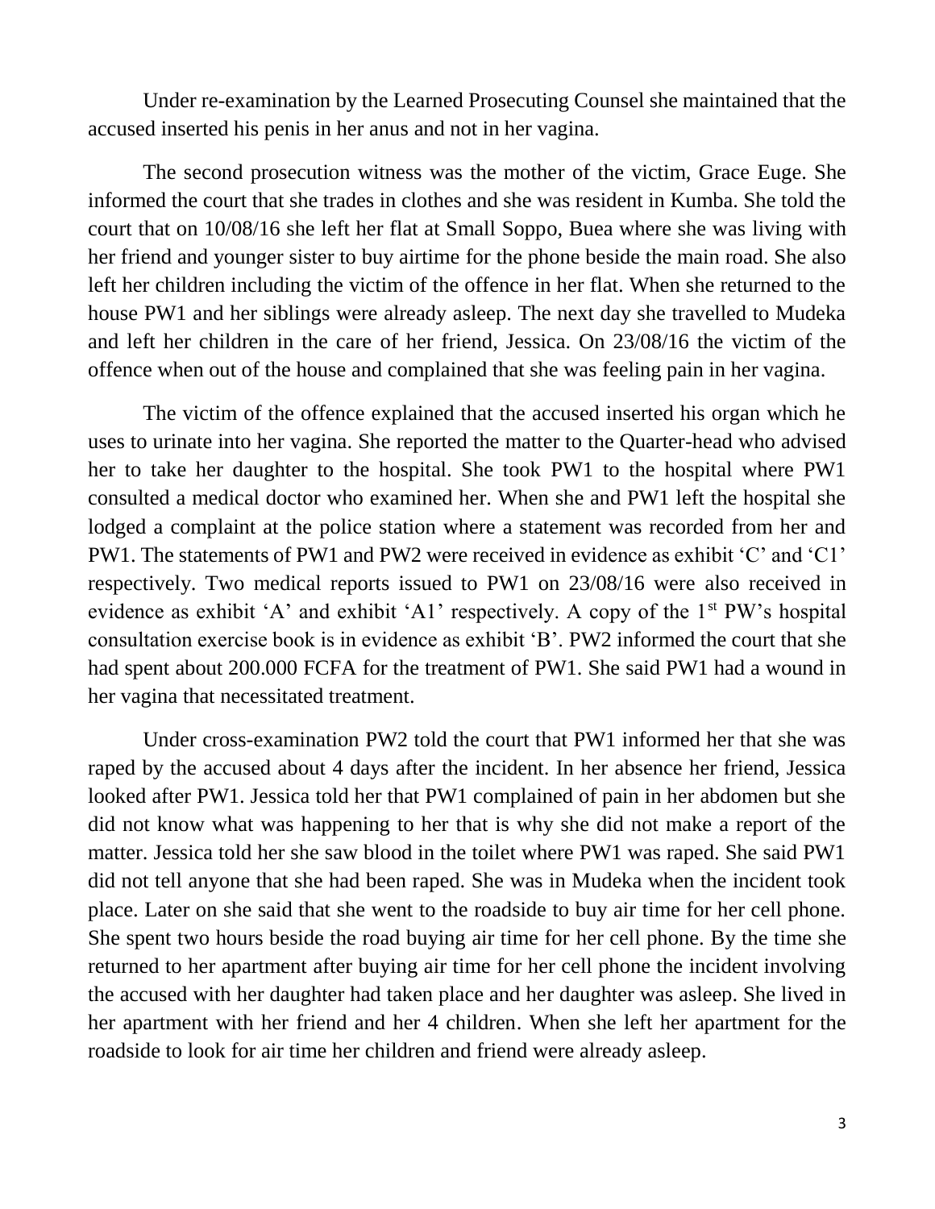Under re-examination by the Learned Prosecuting Counsel she maintained that the accused inserted his penis in her anus and not in her vagina.

The second prosecution witness was the mother of the victim, Grace Euge. She informed the court that she trades in clothes and she was resident in Kumba. She told the court that on 10/08/16 she left her flat at Small Soppo, Buea where she was living with her friend and younger sister to buy airtime for the phone beside the main road. She also left her children including the victim of the offence in her flat. When she returned to the house PW1 and her siblings were already asleep. The next day she travelled to Mudeka and left her children in the care of her friend, Jessica. On 23/08/16 the victim of the offence when out of the house and complained that she was feeling pain in her vagina.

The victim of the offence explained that the accused inserted his organ which he uses to urinate into her vagina. She reported the matter to the Quarter-head who advised her to take her daughter to the hospital. She took PW1 to the hospital where PW1 consulted a medical doctor who examined her. When she and PW1 left the hospital she lodged a complaint at the police station where a statement was recorded from her and PW1. The statements of PW1 and PW2 were received in evidence as exhibit 'C' and 'C1' respectively. Two medical reports issued to PW1 on 23/08/16 were also received in evidence as exhibit 'A' and exhibit 'A1' respectively. A copy of the 1st PW's hospital consultation exercise book is in evidence as exhibit 'B'. PW2 informed the court that she had spent about 200.000 FCFA for the treatment of PW1. She said PW1 had a wound in her vagina that necessitated treatment.

Under cross-examination PW2 told the court that PW1 informed her that she was raped by the accused about 4 days after the incident. In her absence her friend, Jessica looked after PW1. Jessica told her that PW1 complained of pain in her abdomen but she did not know what was happening to her that is why she did not make a report of the matter. Jessica told her she saw blood in the toilet where PW1 was raped. She said PW1 did not tell anyone that she had been raped. She was in Mudeka when the incident took place. Later on she said that she went to the roadside to buy air time for her cell phone. She spent two hours beside the road buying air time for her cell phone. By the time she returned to her apartment after buying air time for her cell phone the incident involving the accused with her daughter had taken place and her daughter was asleep. She lived in her apartment with her friend and her 4 children. When she left her apartment for the roadside to look for air time her children and friend were already asleep.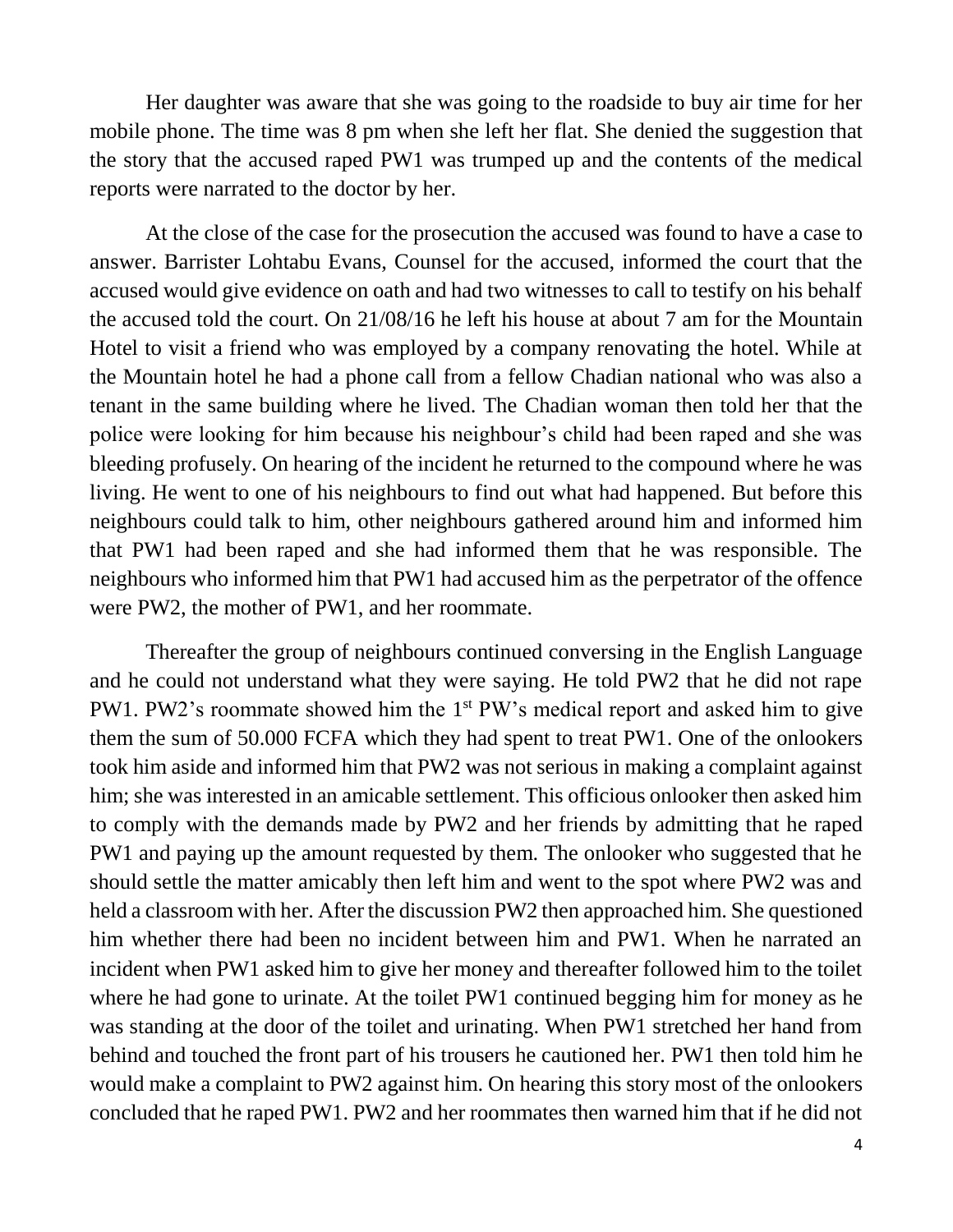Her daughter was aware that she was going to the roadside to buy air time for her mobile phone. The time was 8 pm when she left her flat. She denied the suggestion that the story that the accused raped PW1 was trumped up and the contents of the medical reports were narrated to the doctor by her.

At the close of the case for the prosecution the accused was found to have a case to answer. Barrister Lohtabu Evans, Counsel for the accused, informed the court that the accused would give evidence on oath and had two witnesses to call to testify on his behalf the accused told the court. On 21/08/16 he left his house at about 7 am for the Mountain Hotel to visit a friend who was employed by a company renovating the hotel. While at the Mountain hotel he had a phone call from a fellow Chadian national who was also a tenant in the same building where he lived. The Chadian woman then told her that the police were looking for him because his neighbour's child had been raped and she was bleeding profusely. On hearing of the incident he returned to the compound where he was living. He went to one of his neighbours to find out what had happened. But before this neighbours could talk to him, other neighbours gathered around him and informed him that PW1 had been raped and she had informed them that he was responsible. The neighbours who informed him that PW1 had accused him as the perpetrator of the offence were PW2, the mother of PW1, and her roommate.

Thereafter the group of neighbours continued conversing in the English Language and he could not understand what they were saying. He told PW2 that he did not rape PW1. PW2's roommate showed him the 1st PW's medical report and asked him to give them the sum of 50.000 FCFA which they had spent to treat PW1. One of the onlookers took him aside and informed him that PW2 was not serious in making a complaint against him; she was interested in an amicable settlement. This officious onlooker then asked him to comply with the demands made by PW2 and her friends by admitting that he raped PW1 and paying up the amount requested by them. The onlooker who suggested that he should settle the matter amicably then left him and went to the spot where PW2 was and held a classroom with her. After the discussion PW2 then approached him. She questioned him whether there had been no incident between him and PW1. When he narrated an incident when PW1 asked him to give her money and thereafter followed him to the toilet where he had gone to urinate. At the toilet PW1 continued begging him for money as he was standing at the door of the toilet and urinating. When PW1 stretched her hand from behind and touched the front part of his trousers he cautioned her. PW1 then told him he would make a complaint to PW2 against him. On hearing this story most of the onlookers concluded that he raped PW1. PW2 and her roommates then warned him that if he did not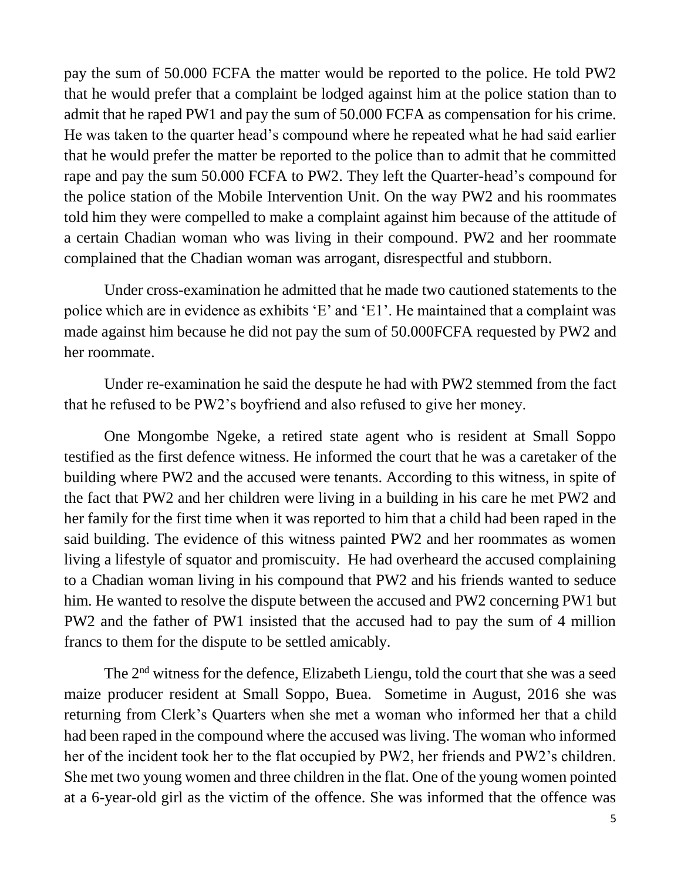pay the sum of 50.000 FCFA the matter would be reported to the police. He told PW2 that he would prefer that a complaint be lodged against him at the police station than to admit that he raped PW1 and pay the sum of 50.000 FCFA as compensation for his crime. He was taken to the quarter head's compound where he repeated what he had said earlier that he would prefer the matter be reported to the police than to admit that he committed rape and pay the sum 50.000 FCFA to PW2. They left the Quarter-head's compound for the police station of the Mobile Intervention Unit. On the way PW2 and his roommates told him they were compelled to make a complaint against him because of the attitude of a certain Chadian woman who was living in their compound. PW2 and her roommate complained that the Chadian woman was arrogant, disrespectful and stubborn.

Under cross-examination he admitted that he made two cautioned statements to the police which are in evidence as exhibits 'E' and 'E1'. He maintained that a complaint was made against him because he did not pay the sum of 50.000FCFA requested by PW2 and her roommate.

Under re-examination he said the despute he had with PW2 stemmed from the fact that he refused to be PW2's boyfriend and also refused to give her money.

One Mongombe Ngeke, a retired state agent who is resident at Small Soppo testified as the first defence witness. He informed the court that he was a caretaker of the building where PW2 and the accused were tenants. According to this witness, in spite of the fact that PW2 and her children were living in a building in his care he met PW2 and her family for the first time when it was reported to him that a child had been raped in the said building. The evidence of this witness painted PW2 and her roommates as women living a lifestyle of squator and promiscuity. He had overheard the accused complaining to a Chadian woman living in his compound that PW2 and his friends wanted to seduce him. He wanted to resolve the dispute between the accused and PW2 concerning PW1 but PW2 and the father of PW1 insisted that the accused had to pay the sum of 4 million francs to them for the dispute to be settled amicably.

The 2nd witness for the defence, Elizabeth Liengu, told the court that she was a seed maize producer resident at Small Soppo, Buea. Sometime in August, 2016 she was returning from Clerk's Quarters when she met a woman who informed her that a child had been raped in the compound where the accused was living. The woman who informed her of the incident took her to the flat occupied by PW2, her friends and PW2's children. She met two young women and three children in the flat. One of the young women pointed at a 6-year-old girl as the victim of the offence. She was informed that the offence was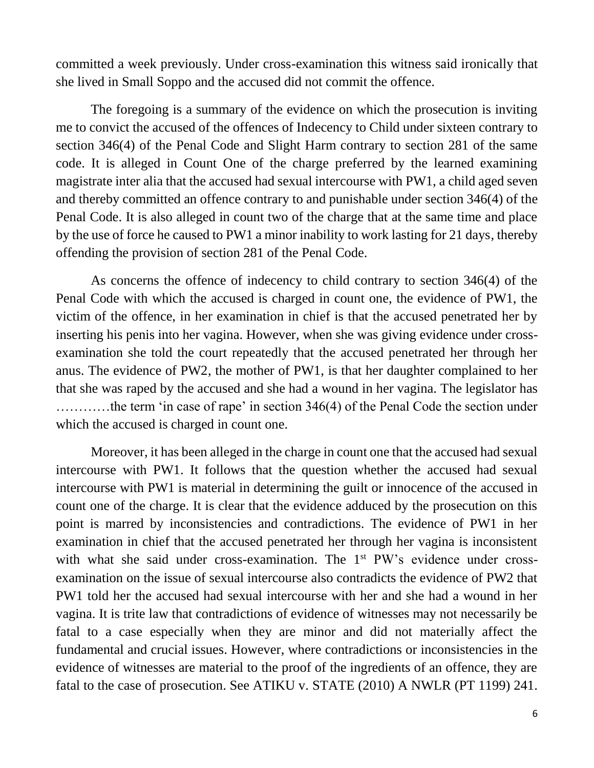committed a week previously. Under cross-examination this witness said ironically that she lived in Small Soppo and the accused did not commit the offence.

The foregoing is a summary of the evidence on which the prosecution is inviting me to convict the accused of the offences of Indecency to Child under sixteen contrary to section 346(4) of the Penal Code and Slight Harm contrary to section 281 of the same code. It is alleged in Count One of the charge preferred by the learned examining magistrate inter alia that the accused had sexual intercourse with PW1, a child aged seven and thereby committed an offence contrary to and punishable under section 346(4) of the Penal Code. It is also alleged in count two of the charge that at the same time and place by the use of force he caused to PW1 a minor inability to work lasting for 21 days, thereby offending the provision of section 281 of the Penal Code.

As concerns the offence of indecency to child contrary to section 346(4) of the Penal Code with which the accused is charged in count one, the evidence of PW1, the victim of the offence, in her examination in chief is that the accused penetrated her by inserting his penis into her vagina. However, when she was giving evidence under cross-examination she told the court repeatedly that the accused penetrated her through her anus. The evidence of PW2, the mother of PW1, is that her daughter complained to her that she was raped by the accused and she had a wound in her vagina. The legislator has …………the term 'in case of rape' in section 346(4) of the Penal Code the section under which the accused is charged in count one.

Moreover, it has been alleged in the charge in count one that the accused had sexual intercourse with PW1. It follows that the question whether the accused had sexual intercourse with PW1 is material in determining the guilt or innocence of the accused in count one of the charge. It is clear that the evidence adduced by the prosecution on this point is marred by inconsistencies and contradictions. The evidence of PW1 in her examination in chief that the accused penetrated her through her vagina is inconsistent with what she said under cross-examination. The 1st PW's evidence under cross-examination on the issue of sexual intercourse also contradicts the evidence of PW2 that PW1 told her the accused had sexual intercourse with her and she had a wound in her vagina. It is trite law that contradictions of evidence of witnesses may not necessarily be fatal to a case especially when they are minor and did not materially affect the fundamental and crucial issues. However, where contradictions or inconsistencies in the evidence of witnesses are material to the proof of the ingredients of an offence, they are fatal to the case of prosecution. See ATIKU v. STATE (2010) A NWLR (PT 1199) 241.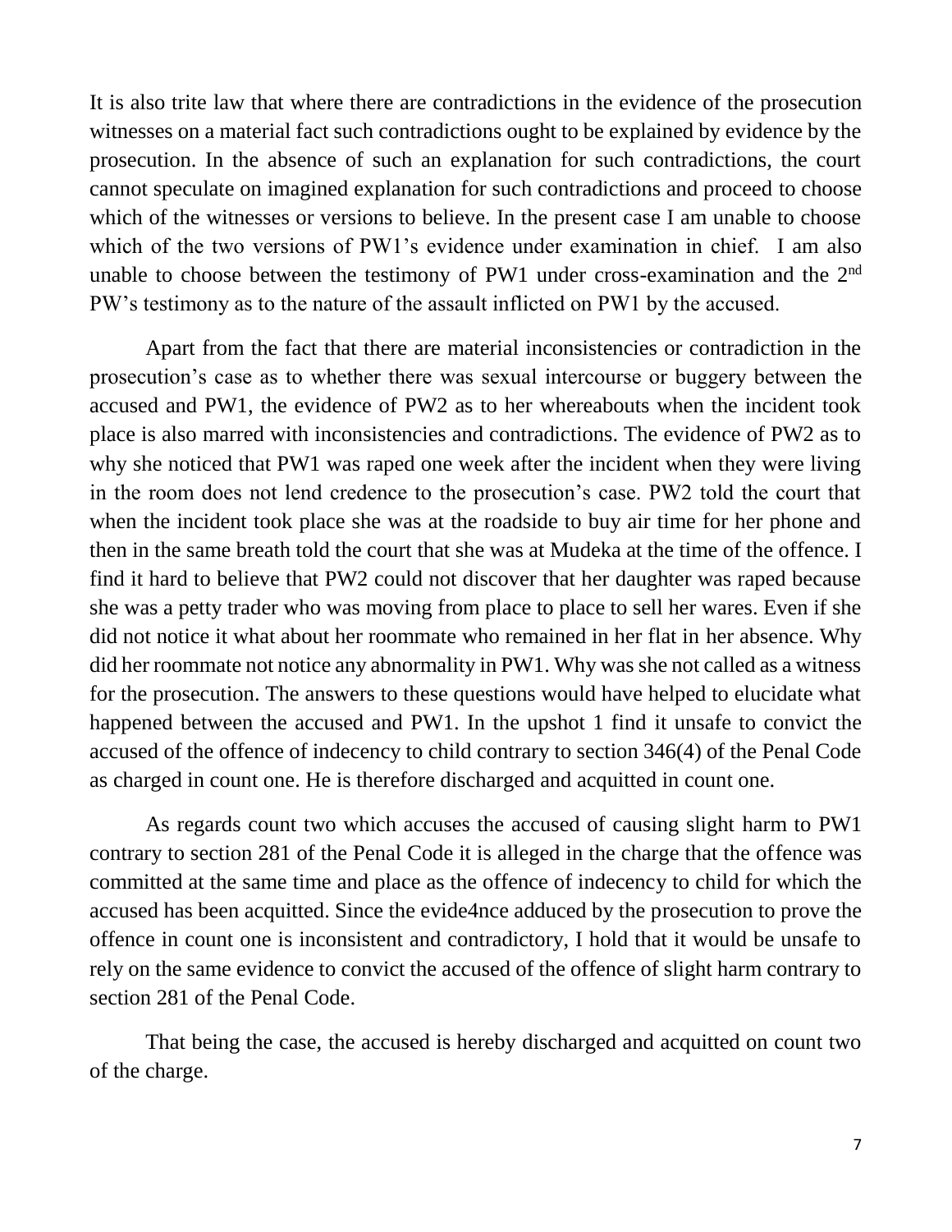It is also trite law that where there are contradictions in the evidence of the prosecution witnesses on a material fact such contradictions ought to be explained by evidence by the prosecution. In the absence of such an explanation for such contradictions, the court cannot speculate on imagined explanation for such contradictions and proceed to choose which of the witnesses or versions to believe. In the present case I am unable to choose which of the two versions of PW1's evidence under examination in chief. I am also unable to choose between the testimony of PW1 under cross-examination and the 2nd PW's testimony as to the nature of the assault inflicted on PW1 by the accused.

Apart from the fact that there are material inconsistencies or contradiction in the prosecution's case as to whether there was sexual intercourse or buggery between the accused and PW1, the evidence of PW2 as to her whereabouts when the incident took place is also marred with inconsistencies and contradictions. The evidence of PW2 as to why she noticed that PW1 was raped one week after the incident when they were living in the room does not lend credence to the prosecution's case. PW2 told the court that when the incident took place she was at the roadside to buy air time for her phone and then in the same breath told the court that she was at Mudeka at the time of the offence. I find it hard to believe that PW2 could not discover that her daughter was raped because she was a petty trader who was moving from place to place to sell her wares. Even if she did not notice it what about her roommate who remained in her flat in her absence. Why did her roommate not notice any abnormality in PW1. Why was she not called as a witness for the prosecution. The answers to these questions would have helped to elucidate what happened between the accused and PW1. In the upshot 1 find it unsafe to convict the accused of the offence of indecency to child contrary to section 346(4) of the Penal Code as charged in count one. He is therefore discharged and acquitted in count one.

As regards count two which accuses the accused of causing slight harm to PW1 contrary to section 281 of the Penal Code it is alleged in the charge that the offence was committed at the same time and place as the offence of indecency to child for which the accused has been acquitted. Since the evide4nce adduced by the prosecution to prove the offence in count one is inconsistent and contradictory, I hold that it would be unsafe to rely on the same evidence to convict the accused of the offence of slight harm contrary to section 281 of the Penal Code.

That being the case, the accused is hereby discharged and acquitted on count two of the charge.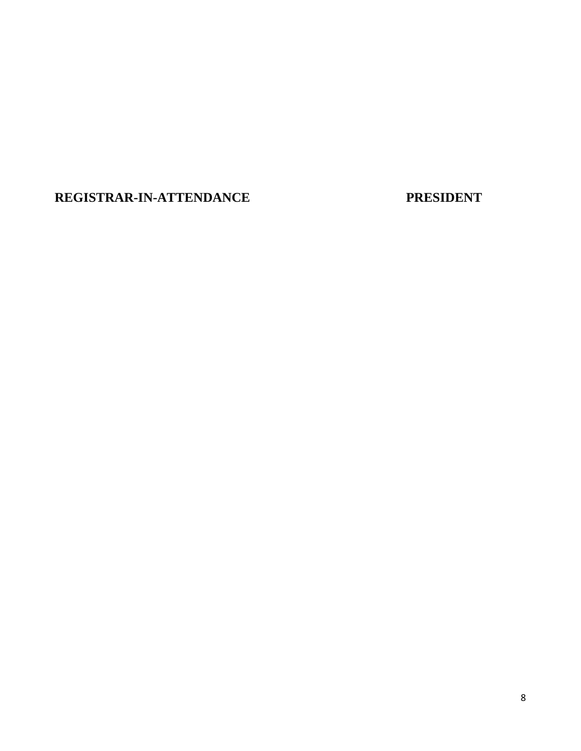**REGISTRAR-IN-ATTENDANCE** **PRESIDENT**